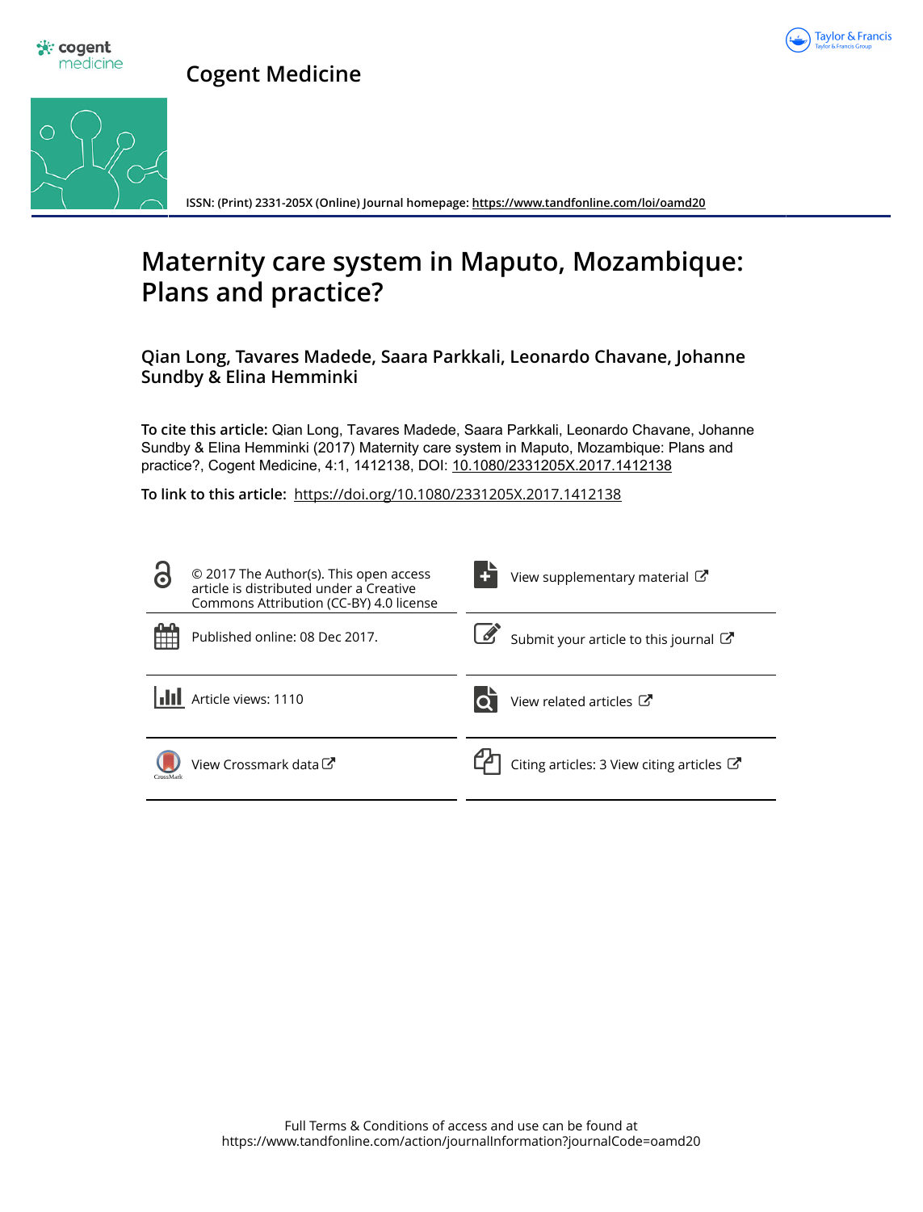# Cogent Medicine

ISSN: (Print) 2331-205X (Online) Journal homepage: https://www.tandfonline.com/loi/oamd20

# Maternity care system in Maputo, Mozambique: Plans and practice?

**Qian Long, Tavares Madede, Saara Parkkali, Leonardo Chavane, Johanne Sundby & Elina Hemminki**

**To cite this article:** Qian Long, Tavares Madede, Saara Parkkali, Leonardo Chavane, Johanne Sundby & Elina Hemminki (2017) Maternity care system in Maputo, Mozambique: Plans and practice?, Cogent Medicine, 4:1, 1412138, DOI: 10.1080/2331205X.2017.1412138

**To link to this article:** https://doi.org/10.1080/2331205X.2017.1412138

© 2017 The Author(s). This open access article is distributed under a Creative Commons Attribution (CC-BY) 4.0 license

View supplementary material

Published online: 08 Dec 2017.

Submit your article to this journal

Article views: 1110

View related articles

View Crossmark data

Citing articles: 3 View citing articles

Full Terms & Conditions of access and use can be found at https://www.tandfonline.com/action/journalInformation?journalCode=oamd20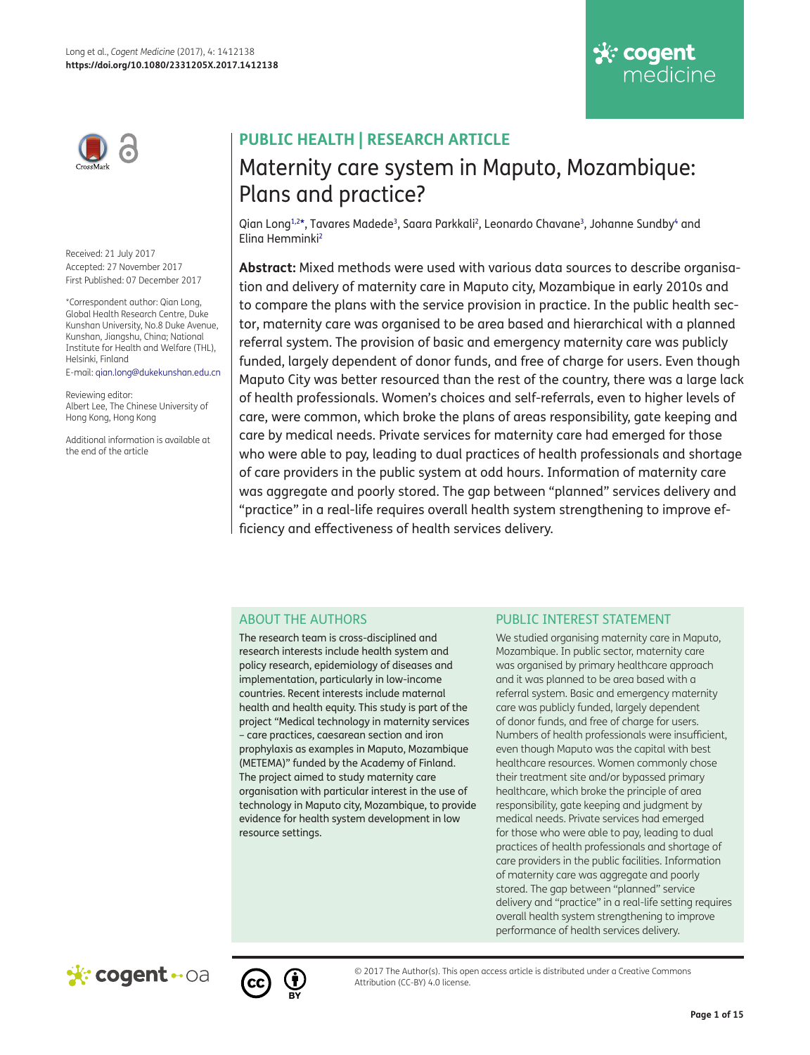PUBLIC HEALTH | RESEARCH ARTICLE

# Maternity care system in Maputo, Mozambique: Plans and practice?

Qian Long[1,2]*, Tavares Madede[3], Saara Parkkali[2], Leonardo Chavane[3], Johanne Sundby[4] and Elina Hemminki[2]

Received: 21 July 2017
Accepted: 27 November 2017
First Published: 07 December 2017

*Correspondent author: Qian Long, Global Health Research Centre, Duke Kunshan University, No.8 Duke Avenue, Kunshan, Jiangshu, China; National Institute for Health and Welfare (THL), Helsinki, Finland
E-mail: qian.long@dukekunshan.edu.cn

Reviewing editor:
Albert Lee, The Chinese University of Hong Kong, Hong Kong

Additional information is available at the end of the article

**Abstract:** Mixed methods were used with various data sources to describe organisation and delivery of maternity care in Maputo city, Mozambique in early 2010s and to compare the plans with the service provision in practice. In the public health sector, maternity care was organised to be area based and hierarchical with a planned referral system. The provision of basic and emergency maternity care was publicly funded, largely dependent of donor funds, and free of charge for users. Even though Maputo City was better resourced than the rest of the country, there was a large lack of health professionals. Women's choices and self-referrals, even to higher levels of care, were common, which broke the plans of areas responsibility, gate keeping and care by medical needs. Private services for maternity care had emerged for those who were able to pay, leading to dual practices of health professionals and shortage of care providers in the public system at odd hours. Information of maternity care was aggregate and poorly stored. The gap between "planned" services delivery and "practice" in a real-life requires overall health system strengthening to improve efficiency and effectiveness of health services delivery.

## ABOUT THE AUTHORS

The research team is cross-disciplined and research interests include health system and policy research, epidemiology of diseases and implementation, particularly in low-income countries. Recent interests include maternal health and health equity. This study is part of the project "Medical technology in maternity services – care practices, caesarean section and iron prophylaxis as examples in Maputo, Mozambique (METEMA)" funded by the Academy of Finland. The project aimed to study maternity care organisation with particular interest in the use of technology in Maputo city, Mozambique, to provide evidence for health system development in low resource settings.

## PUBLIC INTEREST STATEMENT

We studied organising maternity care in Maputo, Mozambique. In public sector, maternity care was organised by primary healthcare approach and it was planned to be area based with a referral system. Basic and emergency maternity care was publicly funded, largely dependent of donor funds, and free of charge for users. Numbers of health professionals were insufficient, even though Maputo was the capital with best healthcare resources. Women commonly chose their treatment site and/or bypassed primary healthcare, which broke the principle of area responsibility, gate keeping and judgment by medical needs. Private services had emerged for those who were able to pay, leading to dual practices of health professionals and shortage of care providers in the public facilities. Information of maternity care was aggregate and poorly stored. The gap between "planned" service delivery and "practice" in a real-life setting requires overall health system strengthening to improve performance of health services delivery.

© 2017 The Author(s). This open access article is distributed under a Creative Commons Attribution (CC-BY) 4.0 license.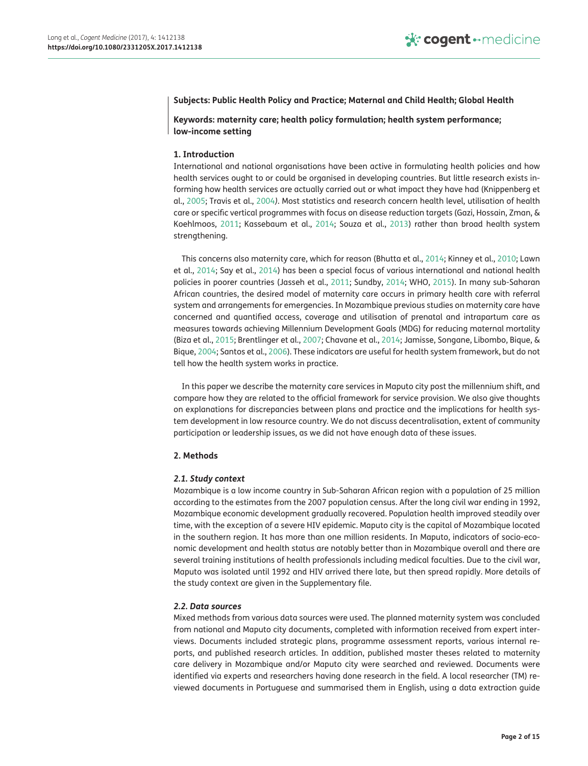**Subjects: Public Health Policy and Practice; Maternal and Child Health; Global Health**

**Keywords: maternity care; health policy formulation; health system performance; low-income setting**

## 1. Introduction

International and national organisations have been active in formulating health policies and how health services ought to or could be organised in developing countries. But little research exists informing how health services are actually carried out or what impact they have had (Knippenberg et al., 2005; Travis et al., 2004). Most statistics and research concern health level, utilisation of health care or specific vertical programmes with focus on disease reduction targets (Gazi, Hossain, Zman, & Koehlmoos, 2011; Kassebaum et al., 2014; Souza et al., 2013) rather than broad health system strengthening.

This concerns also maternity care, which for reason (Bhutta et al., 2014; Kinney et al., 2010; Lawn et al., 2014; Say et al., 2014) has been a special focus of various international and national health policies in poorer countries (Jasseh et al., 2011; Sundby, 2014; WHO, 2015). In many sub-Saharan African countries, the desired model of maternity care occurs in primary health care with referral system and arrangements for emergencies. In Mozambique previous studies on maternity care have concerned and quantified access, coverage and utilisation of prenatal and intrapartum care as measures towards achieving Millennium Development Goals (MDG) for reducing maternal mortality (Biza et al., 2015; Brentlinger et al., 2007; Chavane et al., 2014; Jamisse, Songane, Libombo, Bique, & Bique, 2004; Santos et al., 2006). These indicators are useful for health system framework, but do not tell how the health system works in practice.

In this paper we describe the maternity care services in Maputo city post the millennium shift, and compare how they are related to the official framework for service provision. We also give thoughts on explanations for discrepancies between plans and practice and the implications for health system development in low resource country. We do not discuss decentralisation, extent of community participation or leadership issues, as we did not have enough data of these issues.

## 2. Methods

### 2.1. Study context

Mozambique is a low income country in Sub-Saharan African region with a population of 25 million according to the estimates from the 2007 population census. After the long civil war ending in 1992, Mozambique economic development gradually recovered. Population health improved steadily over time, with the exception of a severe HIV epidemic. Maputo city is the capital of Mozambique located in the southern region. It has more than one million residents. In Maputo, indicators of socio-economic development and health status are notably better than in Mozambique overall and there are several training institutions of health professionals including medical faculties. Due to the civil war, Maputo was isolated until 1992 and HIV arrived there late, but then spread rapidly. More details of the study context are given in the Supplementary file.

### 2.2. Data sources

Mixed methods from various data sources were used. The planned maternity system was concluded from national and Maputo city documents, completed with information received from expert interviews. Documents included strategic plans, programme assessment reports, various internal reports, and published research articles. In addition, published master theses related to maternity care delivery in Mozambique and/or Maputo city were searched and reviewed. Documents were identified via experts and researchers having done research in the field. A local researcher (TM) reviewed documents in Portuguese and summarised them in English, using a data extraction guide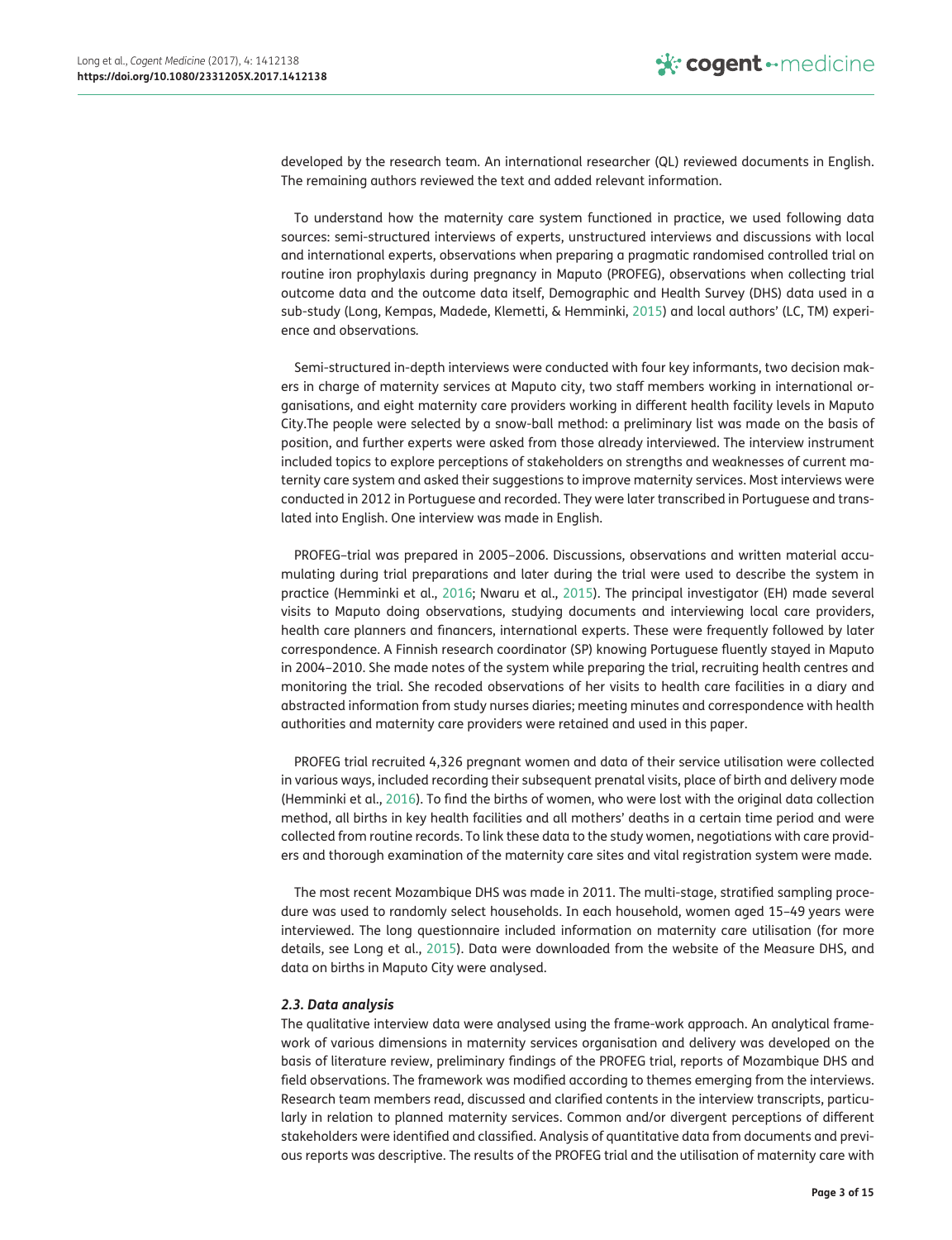developed by the research team. An international researcher (QL) reviewed documents in English. The remaining authors reviewed the text and added relevant information.

To understand how the maternity care system functioned in practice, we used following data sources: semi-structured interviews of experts, unstructured interviews and discussions with local and international experts, observations when preparing a pragmatic randomised controlled trial on routine iron prophylaxis during pregnancy in Maputo (PROFEG), observations when collecting trial outcome data and the outcome data itself, Demographic and Health Survey (DHS) data used in a sub-study (Long, Kempas, Madede, Klemetti, & Hemminki, 2015) and local authors' (LC, TM) experience and observations.

Semi-structured in-depth interviews were conducted with four key informants, two decision makers in charge of maternity services at Maputo city, two staff members working in international organisations, and eight maternity care providers working in different health facility levels in Maputo City.The people were selected by a snow-ball method: a preliminary list was made on the basis of position, and further experts were asked from those already interviewed. The interview instrument included topics to explore perceptions of stakeholders on strengths and weaknesses of current maternity care system and asked their suggestions to improve maternity services. Most interviews were conducted in 2012 in Portuguese and recorded. They were later transcribed in Portuguese and translated into English. One interview was made in English.

PROFEG–trial was prepared in 2005–2006. Discussions, observations and written material accumulating during trial preparations and later during the trial were used to describe the system in practice (Hemminki et al., 2016; Nwaru et al., 2015). The principal investigator (EH) made several visits to Maputo doing observations, studying documents and interviewing local care providers, health care planners and financers, international experts. These were frequently followed by later correspondence. A Finnish research coordinator (SP) knowing Portuguese fluently stayed in Maputo in 2004–2010. She made notes of the system while preparing the trial, recruiting health centres and monitoring the trial. She recoded observations of her visits to health care facilities in a diary and abstracted information from study nurses diaries; meeting minutes and correspondence with health authorities and maternity care providers were retained and used in this paper.

PROFEG trial recruited 4,326 pregnant women and data of their service utilisation were collected in various ways, included recording their subsequent prenatal visits, place of birth and delivery mode (Hemminki et al., 2016). To find the births of women, who were lost with the original data collection method, all births in key health facilities and all mothers' deaths in a certain time period and were collected from routine records. To link these data to the study women, negotiations with care providers and thorough examination of the maternity care sites and vital registration system were made.

The most recent Mozambique DHS was made in 2011. The multi-stage, stratified sampling procedure was used to randomly select households. In each household, women aged 15–49 years were interviewed. The long questionnaire included information on maternity care utilisation (for more details, see Long et al., 2015). Data were downloaded from the website of the Measure DHS, and data on births in Maputo City were analysed.

### *2.3. Data analysis*

The qualitative interview data were analysed using the frame-work approach. An analytical framework of various dimensions in maternity services organisation and delivery was developed on the basis of literature review, preliminary findings of the PROFEG trial, reports of Mozambique DHS and field observations. The framework was modified according to themes emerging from the interviews. Research team members read, discussed and clarified contents in the interview transcripts, particularly in relation to planned maternity services. Common and/or divergent perceptions of different stakeholders were identified and classified. Analysis of quantitative data from documents and previous reports was descriptive. The results of the PROFEG trial and the utilisation of maternity care with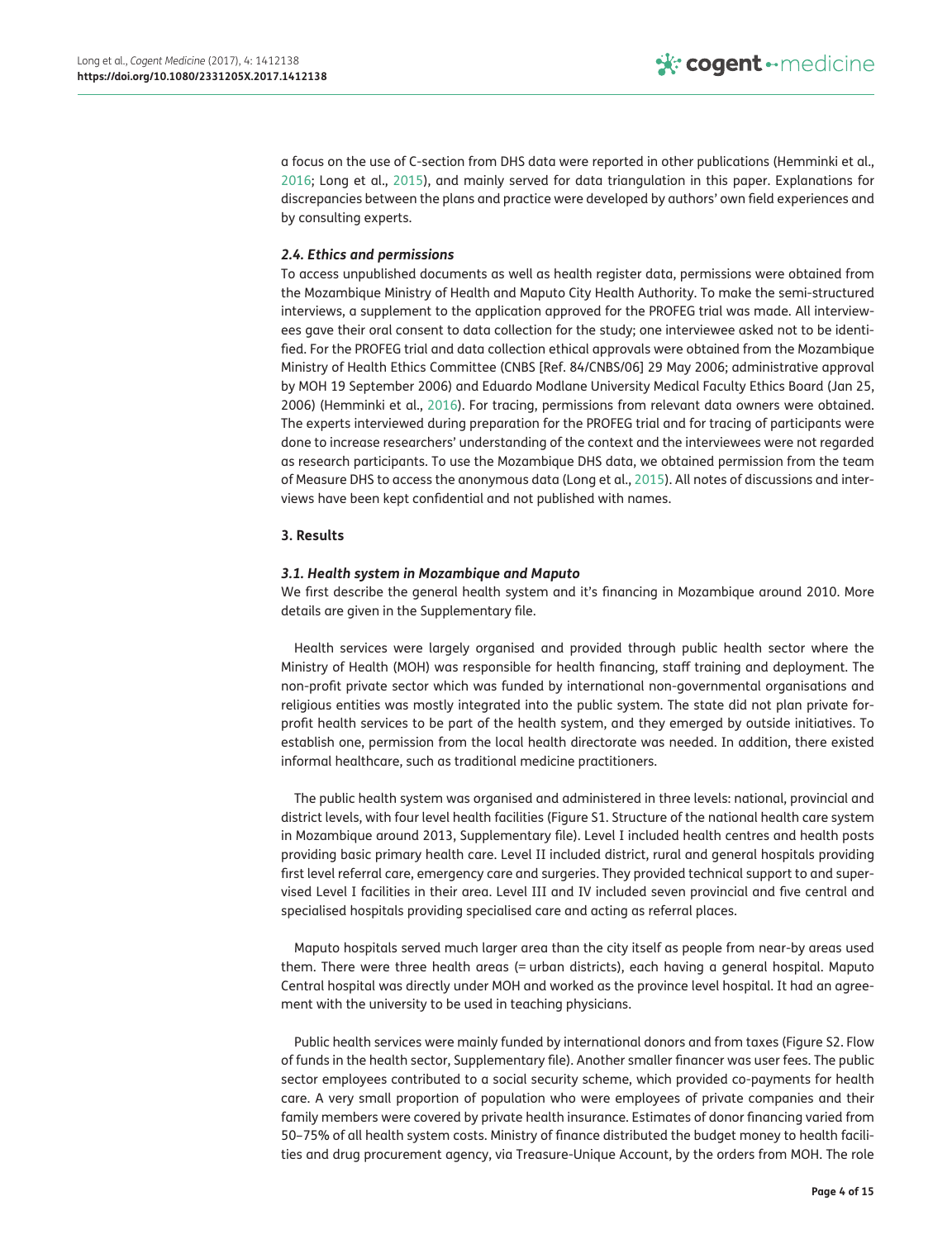a focus on the use of C-section from DHS data were reported in other publications (Hemminki et al., 2016; Long et al., 2015), and mainly served for data triangulation in this paper. Explanations for discrepancies between the plans and practice were developed by authors' own field experiences and by consulting experts.

### *2.4. Ethics and permissions*

To access unpublished documents as well as health register data, permissions were obtained from the Mozambique Ministry of Health and Maputo City Health Authority. To make the semi-structured interviews, a supplement to the application approved for the PROFEG trial was made. All interviewees gave their oral consent to data collection for the study; one interviewee asked not to be identified. For the PROFEG trial and data collection ethical approvals were obtained from the Mozambique Ministry of Health Ethics Committee (CNBS [Ref. 84/CNBS/06] 29 May 2006; administrative approval by MOH 19 September 2006) and Eduardo Modlane University Medical Faculty Ethics Board (Jan 25, 2006) (Hemminki et al., 2016). For tracing, permissions from relevant data owners were obtained. The experts interviewed during preparation for the PROFEG trial and for tracing of participants were done to increase researchers' understanding of the context and the interviewees were not regarded as research participants. To use the Mozambique DHS data, we obtained permission from the team of Measure DHS to access the anonymous data (Long et al., 2015). All notes of discussions and interviews have been kept confidential and not published with names.

## 3. Results

### *3.1. Health system in Mozambique and Maputo*

We first describe the general health system and it's financing in Mozambique around 2010. More details are given in the Supplementary file.

Health services were largely organised and provided through public health sector where the Ministry of Health (MOH) was responsible for health financing, staff training and deployment. The non-profit private sector which was funded by international non-governmental organisations and religious entities was mostly integrated into the public system. The state did not plan private for-profit health services to be part of the health system, and they emerged by outside initiatives. To establish one, permission from the local health directorate was needed. In addition, there existed informal healthcare, such as traditional medicine practitioners.

The public health system was organised and administered in three levels: national, provincial and district levels, with four level health facilities (Figure S1. Structure of the national health care system in Mozambique around 2013, Supplementary file). Level I included health centres and health posts providing basic primary health care. Level II included district, rural and general hospitals providing first level referral care, emergency care and surgeries. They provided technical support to and supervised Level I facilities in their area. Level III and IV included seven provincial and five central and specialised hospitals providing specialised care and acting as referral places.

Maputo hospitals served much larger area than the city itself as people from near-by areas used them. There were three health areas (= urban districts), each having a general hospital. Maputo Central hospital was directly under MOH and worked as the province level hospital. It had an agreement with the university to be used in teaching physicians.

Public health services were mainly funded by international donors and from taxes (Figure S2. Flow of funds in the health sector, Supplementary file). Another smaller financer was user fees. The public sector employees contributed to a social security scheme, which provided co-payments for health care. A very small proportion of population who were employees of private companies and their family members were covered by private health insurance. Estimates of donor financing varied from 50–75% of all health system costs. Ministry of finance distributed the budget money to health facilities and drug procurement agency, via Treasure-Unique Account, by the orders from MOH. The role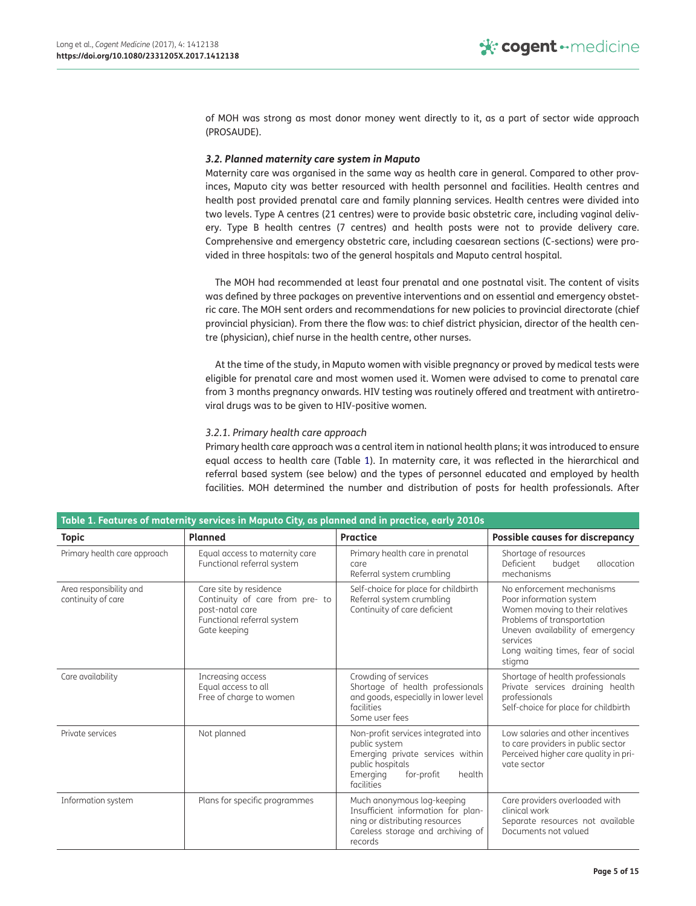of MOH was strong as most donor money went directly to it, as a part of sector wide approach (PROSAUDE).

### *3.2. Planned maternity care system in Maputo*

Maternity care was organised in the same way as health care in general. Compared to other provinces, Maputo city was better resourced with health personnel and facilities. Health centres and health post provided prenatal care and family planning services. Health centres were divided into two levels. Type A centres (21 centres) were to provide basic obstetric care, including vaginal delivery. Type B health centres (7 centres) and health posts were not to provide delivery care. Comprehensive and emergency obstetric care, including caesarean sections (C-sections) were provided in three hospitals: two of the general hospitals and Maputo central hospital.

The MOH had recommended at least four prenatal and one postnatal visit. The content of visits was defined by three packages on preventive interventions and on essential and emergency obstetric care. The MOH sent orders and recommendations for new policies to provincial directorate (chief provincial physician). From there the flow was: to chief district physician, director of the health centre (physician), chief nurse in the health centre, other nurses.

At the time of the study, in Maputo women with visible pregnancy or proved by medical tests were eligible for prenatal care and most women used it. Women were advised to come to prenatal care from 3 months pregnancy onwards. HIV testing was routinely offered and treatment with antiretroviral drugs was to be given to HIV-positive women.

#### *3.2.1. Primary health care approach*

Primary health care approach was a central item in national health plans; it was introduced to ensure equal access to health care (Table 1). In maternity care, it was reflected in the hierarchical and referral based system (see below) and the types of personnel educated and employed by health facilities. MOH determined the number and distribution of posts for health professionals. After

**Table 1. Features of maternity services in Maputo City, as planned and in practice, early 2010s**

| Topic | Planned | Practice | Possible causes for discrepancy |
|---|---|---|---|
| Primary health care approach | Equal access to maternity care<br>Functional referral system | Primary health care in prenatal care<br>Referral system crumbling | Shortage of resources<br>Deficient budget allocation mechanisms |
| Area responsibility and continuity of care | Care site by residence<br>Continuity of care from pre- to post-natal care<br>Functional referral system<br>Gate keeping | Self-choice for place for childbirth<br>Referral system crumbling<br>Continuity of care deficient | No enforcement mechanisms<br>Poor information system<br>Women moving to their relatives<br>Problems of transportation<br>Uneven availability of emergency services<br>Long waiting times, fear of social stigma |
| Care availability | Increasing access<br>Equal access to all<br>Free of charge to women | Crowding of services<br>Shortage of health professionals and goods, especially in lower level facilities<br>Some user fees | Shortage of health professionals<br>Private services draining health professionals<br>Self-choice for place for childbirth |
| Private services | Not planned | Non-profit services integrated into public system<br>Emerging private services within public hospitals<br>Emerging for-profit health facilities | Low salaries and other incentives to care providers in public sector<br>Perceived higher care quality in private sector |
| Information system | Plans for specific programmes | Much anonymous log-keeping<br>Insufficient information for planning or distributing resources<br>Careless storage and archiving of records | Care providers overloaded with clinical work<br>Separate resources not available<br>Documents not valued |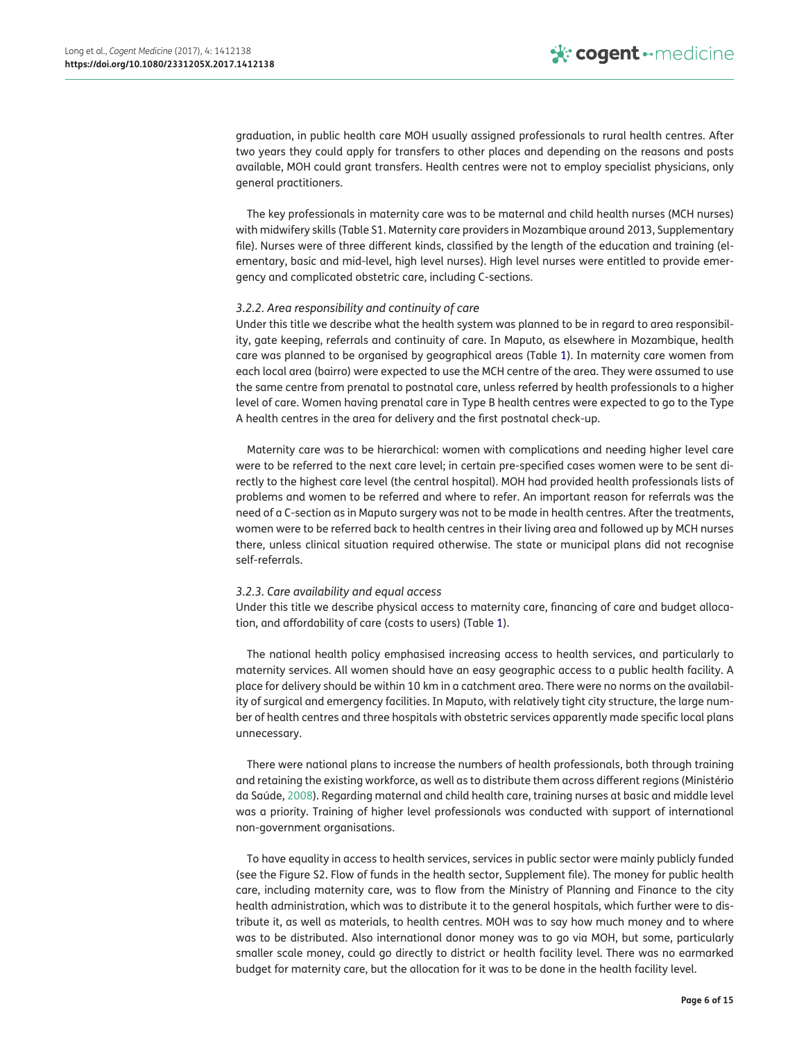graduation, in public health care MOH usually assigned professionals to rural health centres. After two years they could apply for transfers to other places and depending on the reasons and posts available, MOH could grant transfers. Health centres were not to employ specialist physicians, only general practitioners.

The key professionals in maternity care was to be maternal and child health nurses (MCH nurses) with midwifery skills (Table S1. Maternity care providers in Mozambique around 2013, Supplementary file). Nurses were of three different kinds, classified by the length of the education and training (elementary, basic and mid-level, high level nurses). High level nurses were entitled to provide emergency and complicated obstetric care, including C-sections.

### *3.2.2. Area responsibility and continuity of care*

Under this title we describe what the health system was planned to be in regard to area responsibility, gate keeping, referrals and continuity of care. In Maputo, as elsewhere in Mozambique, health care was planned to be organised by geographical areas (Table 1). In maternity care women from each local area (bairro) were expected to use the MCH centre of the area. They were assumed to use the same centre from prenatal to postnatal care, unless referred by health professionals to a higher level of care. Women having prenatal care in Type B health centres were expected to go to the Type A health centres in the area for delivery and the first postnatal check-up.

Maternity care was to be hierarchical: women with complications and needing higher level care were to be referred to the next care level; in certain pre-specified cases women were to be sent directly to the highest care level (the central hospital). MOH had provided health professionals lists of problems and women to be referred and where to refer. An important reason for referrals was the need of a C-section as in Maputo surgery was not to be made in health centres. After the treatments, women were to be referred back to health centres in their living area and followed up by MCH nurses there, unless clinical situation required otherwise. The state or municipal plans did not recognise self-referrals.

### *3.2.3. Care availability and equal access*

Under this title we describe physical access to maternity care, financing of care and budget allocation, and affordability of care (costs to users) (Table 1).

The national health policy emphasised increasing access to health services, and particularly to maternity services. All women should have an easy geographic access to a public health facility. A place for delivery should be within 10 km in a catchment area. There were no norms on the availability of surgical and emergency facilities. In Maputo, with relatively tight city structure, the large number of health centres and three hospitals with obstetric services apparently made specific local plans unnecessary.

There were national plans to increase the numbers of health professionals, both through training and retaining the existing workforce, as well as to distribute them across different regions (Ministério da Saúde, 2008). Regarding maternal and child health care, training nurses at basic and middle level was a priority. Training of higher level professionals was conducted with support of international non-government organisations.

To have equality in access to health services, services in public sector were mainly publicly funded (see the Figure S2. Flow of funds in the health sector, Supplement file). The money for public health care, including maternity care, was to flow from the Ministry of Planning and Finance to the city health administration, which was to distribute it to the general hospitals, which further were to distribute it, as well as materials, to health centres. MOH was to say how much money and to where was to be distributed. Also international donor money was to go via MOH, but some, particularly smaller scale money, could go directly to district or health facility level. There was no earmarked budget for maternity care, but the allocation for it was to be done in the health facility level.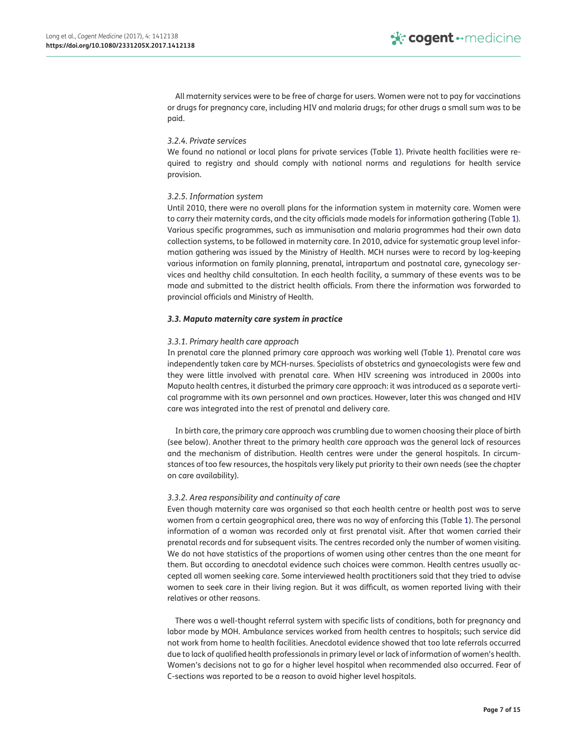All maternity services were to be free of charge for users. Women were not to pay for vaccinations or drugs for pregnancy care, including HIV and malaria drugs; for other drugs a small sum was to be paid.

#### *3.2.4. Private services*

We found no national or local plans for private services (Table 1). Private health facilities were required to registry and should comply with national norms and regulations for health service provision.

#### *3.2.5. Information system*

Until 2010, there were no overall plans for the information system in maternity care. Women were to carry their maternity cards, and the city officials made models for information gathering (Table 1). Various specific programmes, such as immunisation and malaria programmes had their own data collection systems, to be followed in maternity care. In 2010, advice for systematic group level information gathering was issued by the Ministry of Health. MCH nurses were to record by log-keeping various information on family planning, prenatal, intrapartum and postnatal care, gynecology services and healthy child consultation. In each health facility, a summary of these events was to be made and submitted to the district health officials. From there the information was forwarded to provincial officials and Ministry of Health.

### ***3.3. Maputo maternity care system in practice***

#### *3.3.1. Primary health care approach*

In prenatal care the planned primary care approach was working well (Table 1). Prenatal care was independently taken care by MCH-nurses. Specialists of obstetrics and gynaecologists were few and they were little involved with prenatal care. When HIV screening was introduced in 2000s into Maputo health centres, it disturbed the primary care approach: it was introduced as a separate vertical programme with its own personnel and own practices. However, later this was changed and HIV care was integrated into the rest of prenatal and delivery care.

In birth care, the primary care approach was crumbling due to women choosing their place of birth (see below). Another threat to the primary health care approach was the general lack of resources and the mechanism of distribution. Health centres were under the general hospitals. In circumstances of too few resources, the hospitals very likely put priority to their own needs (see the chapter on care availability).

#### *3.3.2. Area responsibility and continuity of care*

Even though maternity care was organised so that each health centre or health post was to serve women from a certain geographical area, there was no way of enforcing this (Table 1). The personal information of a woman was recorded only at first prenatal visit. After that women carried their prenatal records and for subsequent visits. The centres recorded only the number of women visiting. We do not have statistics of the proportions of women using other centres than the one meant for them. But according to anecdotal evidence such choices were common. Health centres usually accepted all women seeking care. Some interviewed health practitioners said that they tried to advise women to seek care in their living region. But it was difficult, as women reported living with their relatives or other reasons.

There was a well-thought referral system with specific lists of conditions, both for pregnancy and labor made by MOH. Ambulance services worked from health centres to hospitals; such service did not work from home to health facilities. Anecdotal evidence showed that too late referrals occurred due to lack of qualified health professionals in primary level or lack of information of women's health. Women's decisions not to go for a higher level hospital when recommended also occurred. Fear of C-sections was reported to be a reason to avoid higher level hospitals.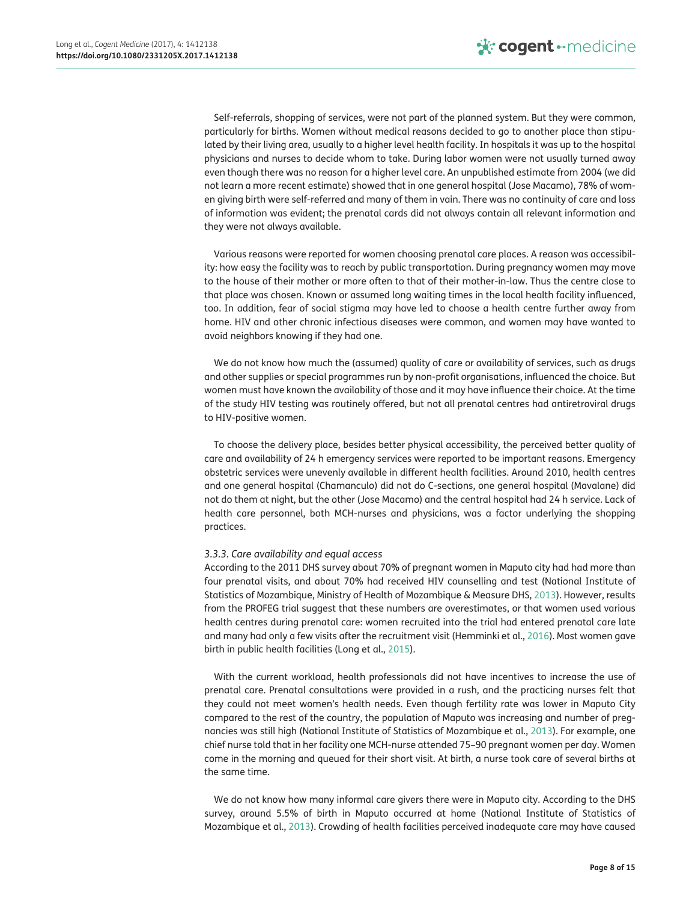Self-referrals, shopping of services, were not part of the planned system. But they were common, particularly for births. Women without medical reasons decided to go to another place than stipulated by their living area, usually to a higher level health facility. In hospitals it was up to the hospital physicians and nurses to decide whom to take. During labor women were not usually turned away even though there was no reason for a higher level care. An unpublished estimate from 2004 (we did not learn a more recent estimate) showed that in one general hospital (Jose Macamo), 78% of women giving birth were self-referred and many of them in vain. There was no continuity of care and loss of information was evident; the prenatal cards did not always contain all relevant information and they were not always available.

Various reasons were reported for women choosing prenatal care places. A reason was accessibility: how easy the facility was to reach by public transportation. During pregnancy women may move to the house of their mother or more often to that of their mother-in-law. Thus the centre close to that place was chosen. Known or assumed long waiting times in the local health facility influenced, too. In addition, fear of social stigma may have led to choose a health centre further away from home. HIV and other chronic infectious diseases were common, and women may have wanted to avoid neighbors knowing if they had one.

We do not know how much the (assumed) quality of care or availability of services, such as drugs and other supplies or special programmes run by non-profit organisations, influenced the choice. But women must have known the availability of those and it may have influence their choice. At the time of the study HIV testing was routinely offered, but not all prenatal centres had antiretroviral drugs to HIV-positive women.

To choose the delivery place, besides better physical accessibility, the perceived better quality of care and availability of 24 h emergency services were reported to be important reasons. Emergency obstetric services were unevenly available in different health facilities. Around 2010, health centres and one general hospital (Chamanculo) did not do C-sections, one general hospital (Mavalane) did not do them at night, but the other (Jose Macamo) and the central hospital had 24 h service. Lack of health care personnel, both MCH-nurses and physicians, was a factor underlying the shopping practices.

### *3.3.3. Care availability and equal access*

According to the 2011 DHS survey about 70% of pregnant women in Maputo city had had more than four prenatal visits, and about 70% had received HIV counselling and test (National Institute of Statistics of Mozambique, Ministry of Health of Mozambique & Measure DHS, 2013). However, results from the PROFEG trial suggest that these numbers are overestimates, or that women used various health centres during prenatal care: women recruited into the trial had entered prenatal care late and many had only a few visits after the recruitment visit (Hemminki et al., 2016). Most women gave birth in public health facilities (Long et al., 2015).

With the current workload, health professionals did not have incentives to increase the use of prenatal care. Prenatal consultations were provided in a rush, and the practicing nurses felt that they could not meet women's health needs. Even though fertility rate was lower in Maputo City compared to the rest of the country, the population of Maputo was increasing and number of pregnancies was still high (National Institute of Statistics of Mozambique et al., 2013). For example, one chief nurse told that in her facility one MCH-nurse attended 75–90 pregnant women per day. Women come in the morning and queued for their short visit. At birth, a nurse took care of several births at the same time.

We do not know how many informal care givers there were in Maputo city. According to the DHS survey, around 5.5% of birth in Maputo occurred at home (National Institute of Statistics of Mozambique et al., 2013). Crowding of health facilities perceived inadequate care may have caused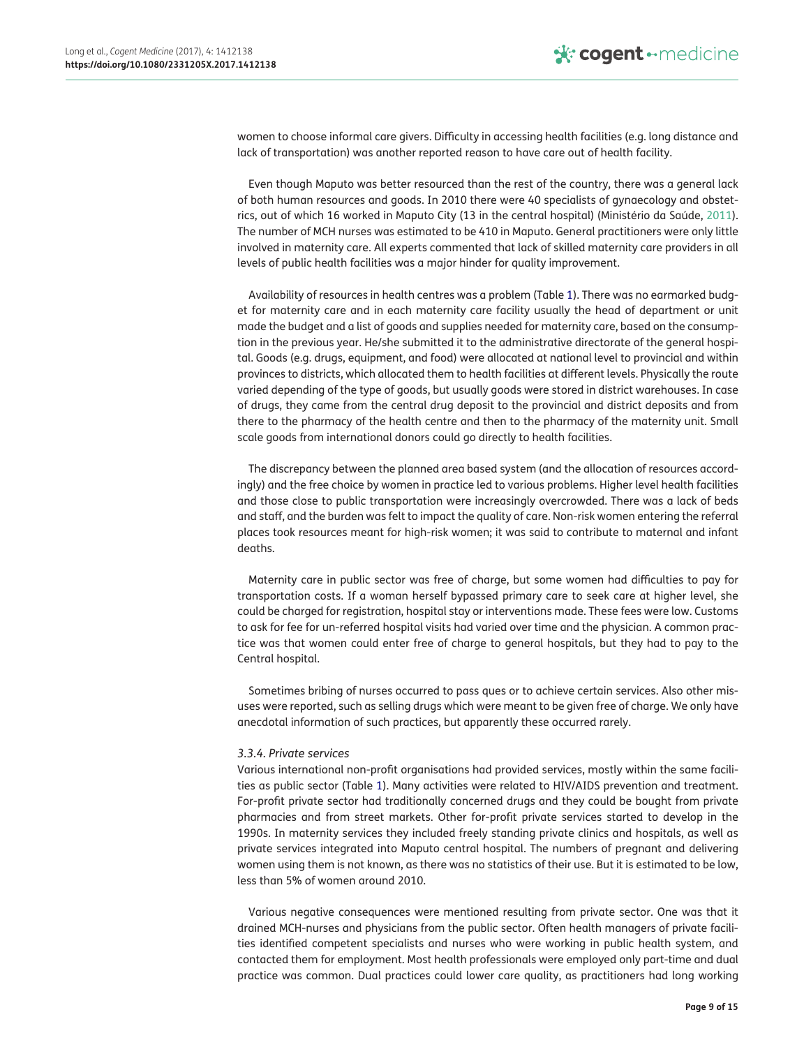women to choose informal care givers. Difficulty in accessing health facilities (e.g. long distance and lack of transportation) was another reported reason to have care out of health facility.

Even though Maputo was better resourced than the rest of the country, there was a general lack of both human resources and goods. In 2010 there were 40 specialists of gynaecology and obstetrics, out of which 16 worked in Maputo City (13 in the central hospital) (Ministério da Saúde, 2011). The number of MCH nurses was estimated to be 410 in Maputo. General practitioners were only little involved in maternity care. All experts commented that lack of skilled maternity care providers in all levels of public health facilities was a major hinder for quality improvement.

Availability of resources in health centres was a problem (Table 1). There was no earmarked budget for maternity care and in each maternity care facility usually the head of department or unit made the budget and a list of goods and supplies needed for maternity care, based on the consumption in the previous year. He/she submitted it to the administrative directorate of the general hospital. Goods (e.g. drugs, equipment, and food) were allocated at national level to provincial and within provinces to districts, which allocated them to health facilities at different levels. Physically the route varied depending of the type of goods, but usually goods were stored in district warehouses. In case of drugs, they came from the central drug deposit to the provincial and district deposits and from there to the pharmacy of the health centre and then to the pharmacy of the maternity unit. Small scale goods from international donors could go directly to health facilities.

The discrepancy between the planned area based system (and the allocation of resources accordingly) and the free choice by women in practice led to various problems. Higher level health facilities and those close to public transportation were increasingly overcrowded. There was a lack of beds and staff, and the burden was felt to impact the quality of care. Non-risk women entering the referral places took resources meant for high-risk women; it was said to contribute to maternal and infant deaths.

Maternity care in public sector was free of charge, but some women had difficulties to pay for transportation costs. If a woman herself bypassed primary care to seek care at higher level, she could be charged for registration, hospital stay or interventions made. These fees were low. Customs to ask for fee for un-referred hospital visits had varied over time and the physician. A common practice was that women could enter free of charge to general hospitals, but they had to pay to the Central hospital.

Sometimes bribing of nurses occurred to pass ques or to achieve certain services. Also other misuses were reported, such as selling drugs which were meant to be given free of charge. We only have anecdotal information of such practices, but apparently these occurred rarely.

#### 3.3.4. Private services

Various international non-profit organisations had provided services, mostly within the same facilities as public sector (Table 1). Many activities were related to HIV/AIDS prevention and treatment. For-profit private sector had traditionally concerned drugs and they could be bought from private pharmacies and from street markets. Other for-profit private services started to develop in the 1990s. In maternity services they included freely standing private clinics and hospitals, as well as private services integrated into Maputo central hospital. The numbers of pregnant and delivering women using them is not known, as there was no statistics of their use. But it is estimated to be low, less than 5% of women around 2010.

Various negative consequences were mentioned resulting from private sector. One was that it drained MCH-nurses and physicians from the public sector. Often health managers of private facilities identified competent specialists and nurses who were working in public health system, and contacted them for employment. Most health professionals were employed only part-time and dual practice was common. Dual practices could lower care quality, as practitioners had long working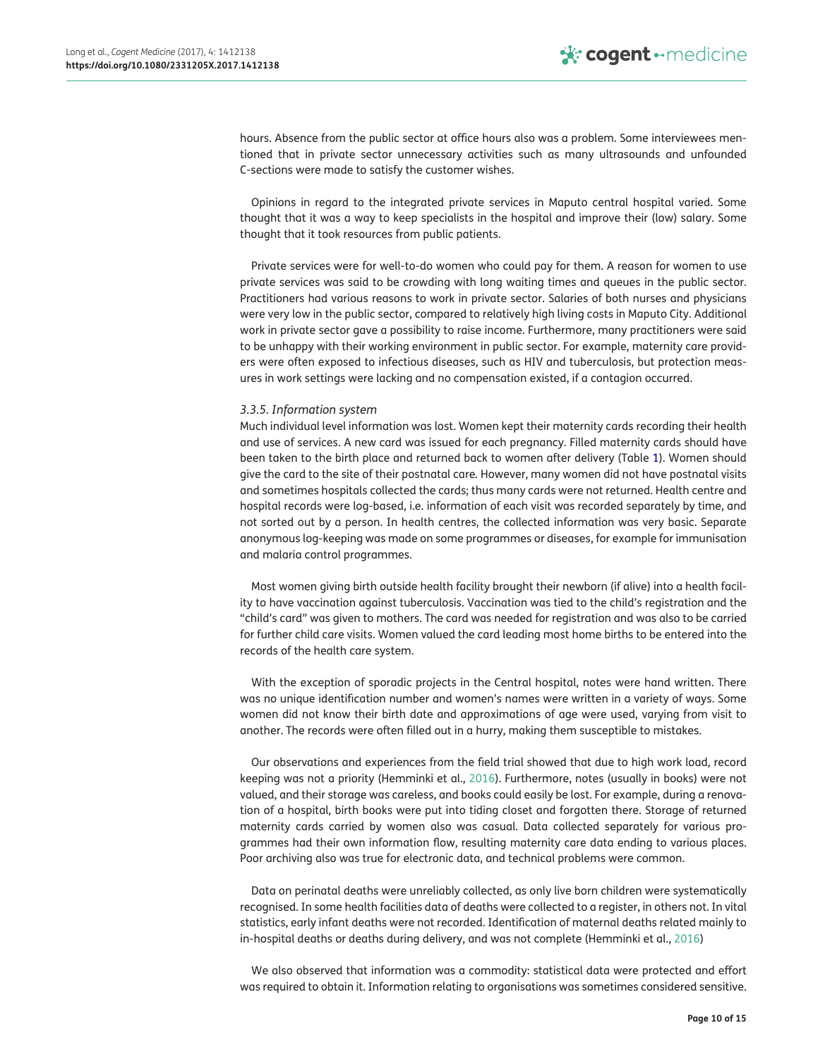hours. Absence from the public sector at office hours also was a problem. Some interviewees mentioned that in private sector unnecessary activities such as many ultrasounds and unfounded C-sections were made to satisfy the customer wishes.

Opinions in regard to the integrated private services in Maputo central hospital varied. Some thought that it was a way to keep specialists in the hospital and improve their (low) salary. Some thought that it took resources from public patients.

Private services were for well-to-do women who could pay for them. A reason for women to use private services was said to be crowding with long waiting times and queues in the public sector. Practitioners had various reasons to work in private sector. Salaries of both nurses and physicians were very low in the public sector, compared to relatively high living costs in Maputo City. Additional work in private sector gave a possibility to raise income. Furthermore, many practitioners were said to be unhappy with their working environment in public sector. For example, maternity care providers were often exposed to infectious diseases, such as HIV and tuberculosis, but protection measures in work settings were lacking and no compensation existed, if a contagion occurred.

*3.3.5. Information system*

Much individual level information was lost. Women kept their maternity cards recording their health and use of services. A new card was issued for each pregnancy. Filled maternity cards should have been taken to the birth place and returned back to women after delivery (Table 1). Women should give the card to the site of their postnatal care. However, many women did not have postnatal visits and sometimes hospitals collected the cards; thus many cards were not returned. Health centre and hospital records were log-based, i.e. information of each visit was recorded separately by time, and not sorted out by a person. In health centres, the collected information was very basic. Separate anonymous log-keeping was made on some programmes or diseases, for example for immunisation and malaria control programmes.

Most women giving birth outside health facility brought their newborn (if alive) into a health facility to have vaccination against tuberculosis. Vaccination was tied to the child's registration and the "child's card" was given to mothers. The card was needed for registration and was also to be carried for further child care visits. Women valued the card leading most home births to be entered into the records of the health care system.

With the exception of sporadic projects in the Central hospital, notes were hand written. There was no unique identification number and women's names were written in a variety of ways. Some women did not know their birth date and approximations of age were used, varying from visit to another. The records were often filled out in a hurry, making them susceptible to mistakes.

Our observations and experiences from the field trial showed that due to high work load, record keeping was not a priority (Hemminki et al., 2016). Furthermore, notes (usually in books) were not valued, and their storage was careless, and books could easily be lost. For example, during a renovation of a hospital, birth books were put into tiding closet and forgotten there. Storage of returned maternity cards carried by women also was casual. Data collected separately for various programmes had their own information flow, resulting maternity care data ending to various places. Poor archiving also was true for electronic data, and technical problems were common.

Data on perinatal deaths were unreliably collected, as only live born children were systematically recognised. In some health facilities data of deaths were collected to a register, in others not. In vital statistics, early infant deaths were not recorded. Identification of maternal deaths related mainly to in-hospital deaths or deaths during delivery, and was not complete (Hemminki et al., 2016)

We also observed that information was a commodity: statistical data were protected and effort was required to obtain it. Information relating to organisations was sometimes considered sensitive.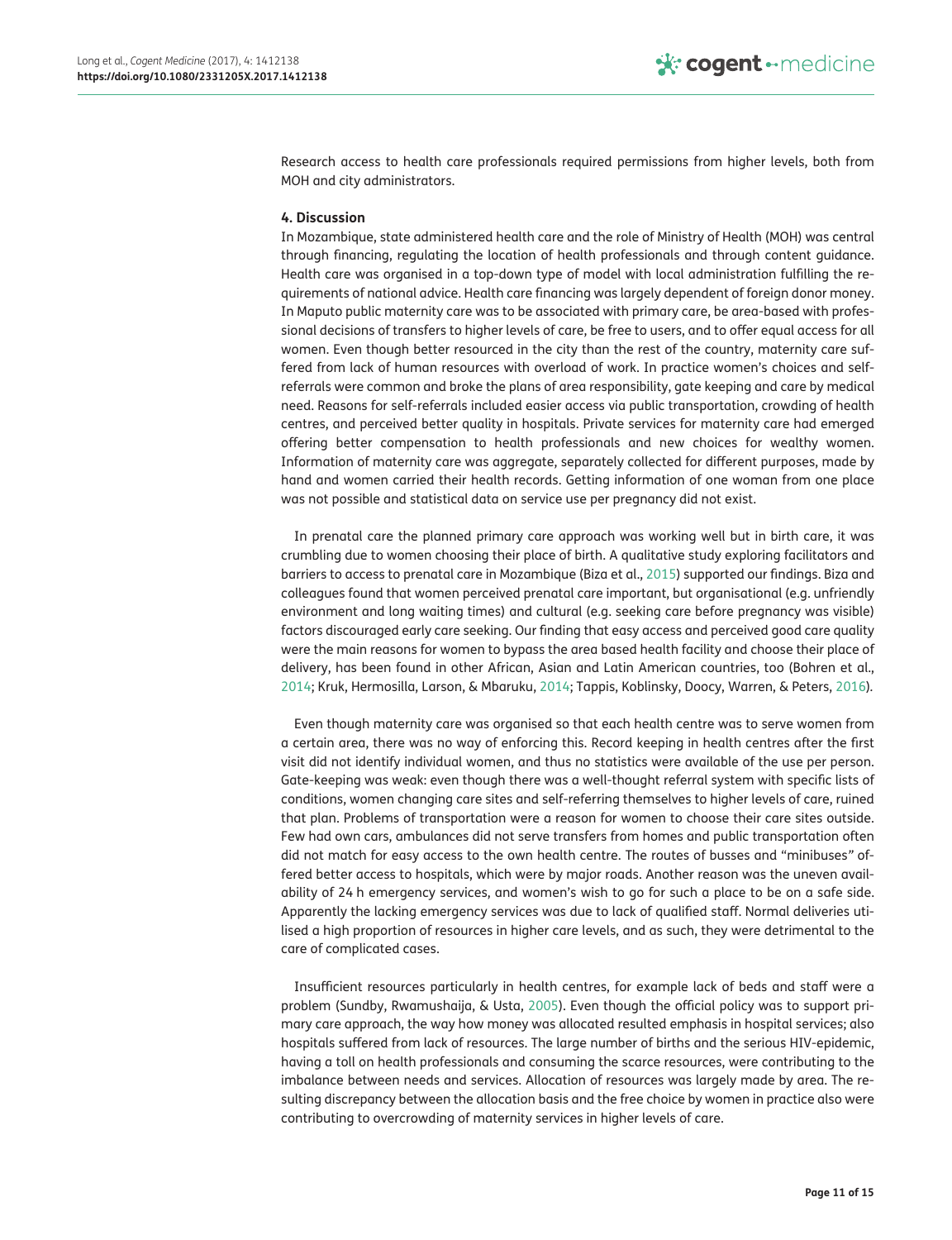Research access to health care professionals required permissions from higher levels, both from MOH and city administrators.

## 4. Discussion

In Mozambique, state administered health care and the role of Ministry of Health (MOH) was central through financing, regulating the location of health professionals and through content guidance. Health care was organised in a top-down type of model with local administration fulfilling the requirements of national advice. Health care financing was largely dependent of foreign donor money. In Maputo public maternity care was to be associated with primary care, be area-based with professional decisions of transfers to higher levels of care, be free to users, and to offer equal access for all women. Even though better resourced in the city than the rest of the country, maternity care suffered from lack of human resources with overload of work. In practice women's choices and self-referrals were common and broke the plans of area responsibility, gate keeping and care by medical need. Reasons for self-referrals included easier access via public transportation, crowding of health centres, and perceived better quality in hospitals. Private services for maternity care had emerged offering better compensation to health professionals and new choices for wealthy women. Information of maternity care was aggregate, separately collected for different purposes, made by hand and women carried their health records. Getting information of one woman from one place was not possible and statistical data on service use per pregnancy did not exist.

In prenatal care the planned primary care approach was working well but in birth care, it was crumbling due to women choosing their place of birth. A qualitative study exploring facilitators and barriers to access to prenatal care in Mozambique (Biza et al., 2015) supported our findings. Biza and colleagues found that women perceived prenatal care important, but organisational (e.g. unfriendly environment and long waiting times) and cultural (e.g. seeking care before pregnancy was visible) factors discouraged early care seeking. Our finding that easy access and perceived good care quality were the main reasons for women to bypass the area based health facility and choose their place of delivery, has been found in other African, Asian and Latin American countries, too (Bohren et al., 2014; Kruk, Hermosilla, Larson, & Mbaruku, 2014; Tappis, Koblinsky, Doocy, Warren, & Peters, 2016).

Even though maternity care was organised so that each health centre was to serve women from a certain area, there was no way of enforcing this. Record keeping in health centres after the first visit did not identify individual women, and thus no statistics were available of the use per person. Gate-keeping was weak: even though there was a well-thought referral system with specific lists of conditions, women changing care sites and self-referring themselves to higher levels of care, ruined that plan. Problems of transportation were a reason for women to choose their care sites outside. Few had own cars, ambulances did not serve transfers from homes and public transportation often did not match for easy access to the own health centre. The routes of busses and "minibuses" offered better access to hospitals, which were by major roads. Another reason was the uneven availability of 24 h emergency services, and women's wish to go for such a place to be on a safe side. Apparently the lacking emergency services was due to lack of qualified staff. Normal deliveries utilised a high proportion of resources in higher care levels, and as such, they were detrimental to the care of complicated cases.

Insufficient resources particularly in health centres, for example lack of beds and staff were a problem (Sundby, Rwamushaija, & Usta, 2005). Even though the official policy was to support primary care approach, the way how money was allocated resulted emphasis in hospital services; also hospitals suffered from lack of resources. The large number of births and the serious HIV-epidemic, having a toll on health professionals and consuming the scarce resources, were contributing to the imbalance between needs and services. Allocation of resources was largely made by area. The resulting discrepancy between the allocation basis and the free choice by women in practice also were contributing to overcrowding of maternity services in higher levels of care.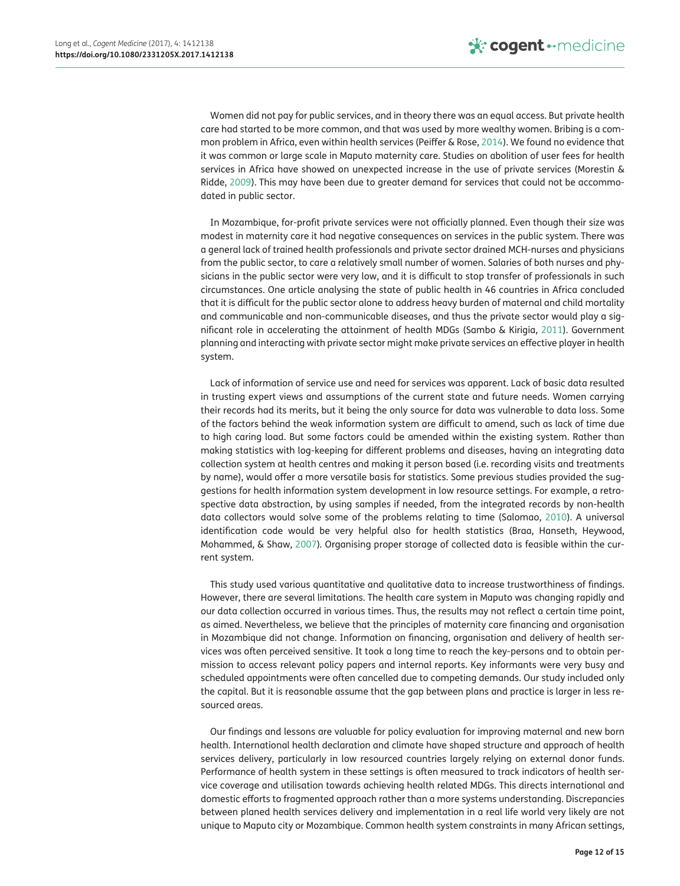Women did not pay for public services, and in theory there was an equal access. But private health care had started to be more common, and that was used by more wealthy women. Bribing is a common problem in Africa, even within health services (Peiffer & Rose, 2014). We found no evidence that it was common or large scale in Maputo maternity care. Studies on abolition of user fees for health services in Africa have showed on unexpected increase in the use of private services (Morestin & Ridde, 2009). This may have been due to greater demand for services that could not be accommodated in public sector.

In Mozambique, for-profit private services were not officially planned. Even though their size was modest in maternity care it had negative consequences on services in the public system. There was a general lack of trained health professionals and private sector drained MCH-nurses and physicians from the public sector, to care a relatively small number of women. Salaries of both nurses and physicians in the public sector were very low, and it is difficult to stop transfer of professionals in such circumstances. One article analysing the state of public health in 46 countries in Africa concluded that it is difficult for the public sector alone to address heavy burden of maternal and child mortality and communicable and non-communicable diseases, and thus the private sector would play a significant role in accelerating the attainment of health MDGs (Sambo & Kirigia, 2011). Government planning and interacting with private sector might make private services an effective player in health system.

Lack of information of service use and need for services was apparent. Lack of basic data resulted in trusting expert views and assumptions of the current state and future needs. Women carrying their records had its merits, but it being the only source for data was vulnerable to data loss. Some of the factors behind the weak information system are difficult to amend, such as lack of time due to high caring load. But some factors could be amended within the existing system. Rather than making statistics with log-keeping for different problems and diseases, having an integrating data collection system at health centres and making it person based (i.e. recording visits and treatments by name), would offer a more versatile basis for statistics. Some previous studies provided the suggestions for health information system development in low resource settings. For example, a retrospective data abstraction, by using samples if needed, from the integrated records by non-health data collectors would solve some of the problems relating to time (Salomao, 2010). A universal identification code would be very helpful also for health statistics (Braa, Hanseth, Heywood, Mohammed, & Shaw, 2007). Organising proper storage of collected data is feasible within the current system.

This study used various quantitative and qualitative data to increase trustworthiness of findings. However, there are several limitations. The health care system in Maputo was changing rapidly and our data collection occurred in various times. Thus, the results may not reflect a certain time point, as aimed. Nevertheless, we believe that the principles of maternity care financing and organisation in Mozambique did not change. Information on financing, organisation and delivery of health services was often perceived sensitive. It took a long time to reach the key-persons and to obtain permission to access relevant policy papers and internal reports. Key informants were very busy and scheduled appointments were often cancelled due to competing demands. Our study included only the capital. But it is reasonable assume that the gap between plans and practice is larger in less resourced areas.

Our findings and lessons are valuable for policy evaluation for improving maternal and new born health. International health declaration and climate have shaped structure and approach of health services delivery, particularly in low resourced countries largely relying on external donor funds. Performance of health system in these settings is often measured to track indicators of health service coverage and utilisation towards achieving health related MDGs. This directs international and domestic efforts to fragmented approach rather than a more systems understanding. Discrepancies between planed health services delivery and implementation in a real life world very likely are not unique to Maputo city or Mozambique. Common health system constraints in many African settings,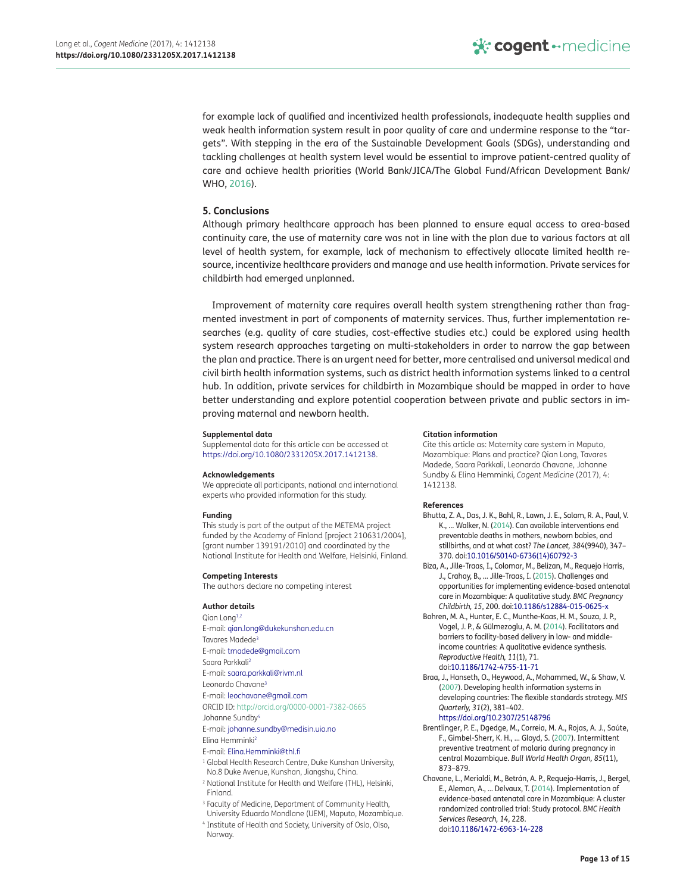for example lack of qualified and incentivized health professionals, inadequate health supplies and weak health information system result in poor quality of care and undermine response to the "targets". With stepping in the era of the Sustainable Development Goals (SDGs), understanding and tackling challenges at health system level would be essential to improve patient-centred quality of care and achieve health priorities (World Bank/JICA/The Global Fund/African Development Bank/WHO, 2016).

## 5. Conclusions

Although primary healthcare approach has been planned to ensure equal access to area-based continuity care, the use of maternity care was not in line with the plan due to various factors at all level of health system, for example, lack of mechanism to effectively allocate limited health resource, incentivize healthcare providers and manage and use health information. Private services for childbirth had emerged unplanned.

Improvement of maternity care requires overall health system strengthening rather than fragmented investment in part of components of maternity services. Thus, further implementation researches (e.g. quality of care studies, cost-effective studies etc.) could be explored using health system research approaches targeting on multi-stakeholders in order to narrow the gap between the plan and practice. There is an urgent need for better, more centralised and universal medical and civil birth health information systems, such as district health information systems linked to a central hub. In addition, private services for childbirth in Mozambique should be mapped in order to have better understanding and explore potential cooperation between private and public sectors in improving maternal and newborn health.

#### Supplemental data

Supplemental data for this article can be accessed at https://doi.org/10.1080/2331205X.2017.1412138.

#### Acknowledgements

We appreciate all participants, national and international experts who provided information for this study.

#### Funding

This study is part of the output of the METEMA project funded by the Academy of Finland [project 210631/2004], [grant number 139191/2010] and coordinated by the National Institute for Health and Welfare, Helsinki, Finland.

#### Competing Interests

The authors declare no competing interest

#### Author details

Qian Long[1,2]
E-mail: qian.long@dukekunshan.edu.cn
Tavares Madede[3]
E-mail: tmadede@gmail.com
Saara Parkkali[2]
E-mail: saara.parkkali@rivm.nl
Leonardo Chavane[3]
E-mail: leochavane@gmail.com
ORCID ID: http://orcid.org/0000-0001-7382-0665
Johanne Sundby[4]
E-mail: johanne.sundby@medisin.uio.no
Elina Hemminki[2]
E-mail: Elina.Hemminki@thl.fi

[1] Global Health Research Centre, Duke Kunshan University, No.8 Duke Avenue, Kunshan, Jiangshu, China.
[2] National Institute for Health and Welfare (THL), Helsinki, Finland.
[3] Faculty of Medicine, Department of Community Health, University Eduardo Mondlane (UEM), Maputo, Mozambique.
[4] Institute of Health and Society, University of Oslo, Olso, Norway.

#### Citation information

Cite this article as: Maternity care system in Maputo, Mozambique: Plans and practice? Qian Long, Tavares Madede, Saara Parkkali, Leonardo Chavane, Johanne Sundby & Elina Hemminki, *Cogent Medicine* (2017), 4: 1412138.

#### References

Bhutta, Z. A., Das, J. K., Bahl, R., Lawn, J. E., Salam, R. A., Paul, V. K., … Walker, N. (2014). Can available interventions end preventable deaths in mothers, newborn babies, and stillbirths, and at what cost? *The Lancet, 384*(9940), 347–370. doi:10.1016/S0140-6736(14)60792-3

Biza, A., Jille-Traas, I., Colomar, M., Belizan, M., Requejo Harris, J., Crahay, B., … Jille-Traas, I. (2015). Challenges and opportunities for implementing evidence-based antenatal care in Mozambique: A qualitative study. *BMC Pregnancy Childbirth, 15*, 200. doi:10.1186/s12884-015-0625-x

Bohren, M. A., Hunter, E. C., Munthe-Kaas, H. M., Souza, J. P., Vogel, J. P., & Gülmezoglu, A. M. (2014). Facilitators and barriers to facility-based delivery in low- and middle-income countries: A qualitative evidence synthesis. *Reproductive Health, 11*(1), 71. doi:10.1186/1742-4755-11-71

Braa, J., Hanseth, O., Heywood, A., Mohammed, W., & Shaw, V. (2007). Developing health information systems in developing countries: The flexible standards strategy. *MIS Quarterly, 31*(2), 381–402. https://doi.org/10.2307/25148796

Brentlinger, P. E., Dgedge, M., Correia, M. A., Rojas, A. J., Saúte, F., Gimbel-Sherr, K. H., … Gloyd, S. (2007). Intermittent preventive treatment of malaria during pregnancy in central Mozambique. *Bull World Health Organ, 85*(11), 873–879.

Chavane, L., Merialdi, M., Betrán, A. P., Requejo-Harris, J., Bergel, E., Aleman, A., … Delvaux, T. (2014). Implementation of evidence-based antenatal care in Mozambique: A cluster randomized controlled trial: Study protocol. *BMC Health Services Research, 14*, 228. doi:10.1186/1472-6963-14-228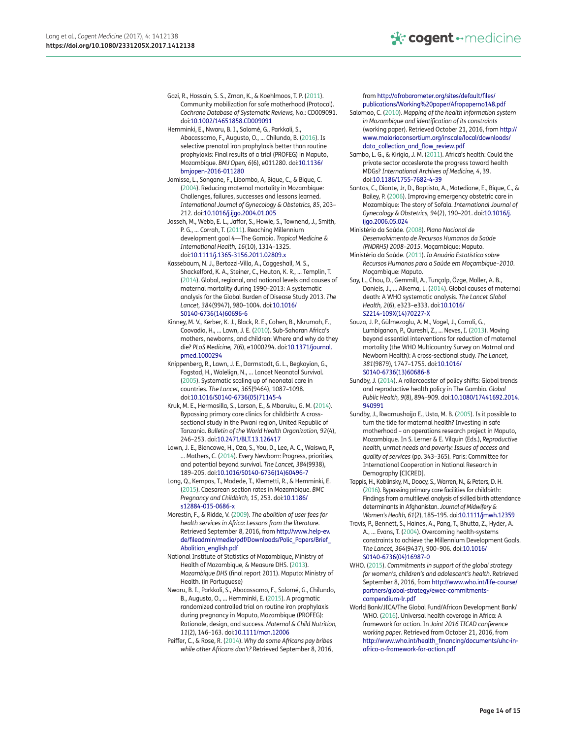Gazi, R., Hossain, S. S., Zman, K., & Koehlmoos, T. P. (2011). Community mobilization for safe motherhood (Protocol). *Cochrane Database of Systematic Reviews,* No.: CD009091. doi:10.1002/14651858.CD009091

Hemminki, E., Nwaru, B. I., Salomé, G., Parkkali, S., Abacassamo, F., Augusto, O., … Chilundo, B. (2016). Is selective prenatal iron prophylaxis better than routine prophylaxis: Final results of a trial (PROFEG) in Maputo, Mozambique. *BMJ Open, 6*(6), e011280. doi:10.1136/bmjopen-2016-011280

Jamisse, L., Songane, F., Libombo, A, Bique, C., & Bique, C. (2004). Reducing maternal mortality in Mozambique: Challenges, failures, successes and lessons learned. *International Journal of Gynecology & Obstetrics, 85*, 203–212. doi:10.1016/j.ijgo.2004.01.005

Jasseh, M., Webb, E. L., Jaffar, S., Howie, S., Townend, J., Smith, P. G., … Corrah, T. (2011). Reaching Millennium development goal 4—The Gambia. *Tropical Medicine & International Health, 16*(10), 1314–1325. doi:10.1111/j.1365-3156.2011.02809.x

Kassebaum, N. J., Bertozzi-Villa, A., Coggeshall, M. S., Shackelford, K. A., Steiner, C., Heuton, K. R., … Templin, T. (2014). Global, regional, and national levels and causes of maternal mortality during 1990–2013: A systematic analysis for the Global Burden of Disease Study 2013. *The Lancet, 384*(9947), 980–1004. doi:10.1016/S0140-6736(14)60696-6

Kinney, M. V., Kerber, K. J., Black, R. E., Cohen, B., Nkrumah, F., Coovadia, H., … Lawn, J. E. (2010). Sub-Saharan Africa's mothers, newborns, and children: Where and why do they die? *PLoS Medicine, 7*(6), e1000294. doi:10.1371/journal.pmed.1000294

Knippenberg, R., Lawn, J. E., Darmstadt, G. L., Begkoyian, G., Fogstad, H., Walelign, N., … Lancet Neonatal Survival. (2005). Systematic scaling up of neonatal care in countries. *The Lancet, 365*(9464), 1087–1098. doi:10.1016/S0140-6736(05)71145-4

Kruk, M. E., Hermosilla, S., Larson, E., & Mbaruku, G. M. (2014). Bypassing primary care clinics for childbirth: A cross-sectional study in the Pwani region, United Republic of Tanzania. *Bulletin of the World Health Organization, 92*(4), 246–253. doi:10.2471/BLT.13.126417

Lawn, J. E., Blencowe, H., Oza, S., You, D., Lee, A. C., Waiswa, P., … Mathers, C. (2014). Every Newborn: Progress, priorities, and potential beyond survival. *The Lancet, 384*(9938), 189–205. doi:10.1016/S0140-6736(14)60496-7

Long, Q., Kempas, T., Madede, T., Klemetti, R., & Hemminki, E. (2015). Caesarean section rates in Mozambique. *BMC Pregnancy and Childbirth, 15*, 253. doi:10.1186/s12884-015-0686-x

Morestin, F., & Ridde, V. (2009). *The abolition of user fees for health services in Africa: Lessons from the literature*. Retrieved September 8, 2016, from http://www.help-ev.de/fileadmin/media/pdf/Downloads/Polic_Papers/Brief_Abolition_english.pdf

National Institute of Statistics of Mozambique, Ministry of Health of Mozambique, & Measure DHS. (2013). *Mozambique DHS* (final report 2011). Maputo: Ministry of Health. (in Portuguese)

Nwaru, B. I., Parkkali, S., Abacassamo, F., Salomé, G., Chilundo, B., Augusto, O., … Hemminki, E. (2015). A pragmatic randomized controlled trial on routine iron prophylaxis during pregnancy in Maputo, Mozambique (PROFEG): Rationale, design, and success. *Maternal & Child Nutrition, 11*(2), 146–163. doi:10.1111/mcn.12006

Peiffer, C., & Rose, R. (2014). *Why do some Africans pay bribes while other Africans don't?* Retrieved September 8, 2016, from http://afrobarometer.org/sites/default/files/publications/Working%20paper/Afropaperno148.pdf

Salomao, C. (2010). *Mapping of the health information system in Mozambique and identification of its constraints* (working paper). Retrieved October 21, 2016, from http://www.malariaconsortium.org/inscale/local/downloads/data_collection_and_flow_review.pdf

Sambo, L. G., & Kirigia, J. M. (2011). Africa's health: Could the private sector accelerate the progress toward health MDGs? *International Archives of Medicine, 4*, 39. doi:10.1186/1755-7682-4-39

Santos, C., Diante, Jr, D., Baptista, A., Matediane, E., Bique, C., & Bailey, P. (2006). Improving emergency obstetric care in Mozambique: The story of Sofala. *International Journal of Gynecology & Obstetrics, 94*(2), 190–201. doi:10.1016/j.ijgo.2006.05.024

Ministério da Saúde. (2008). *Plano Nacional de Desenvolvimento de Recursos Humanos da Saúde (PNDRHS) 2008–2015*. Moçambique: Maputo.

Ministério da Saúde. (2011). *Io Anuário Estatístico sobre Recursos Humanos para a Saúde em Moçambique–2010*. Moçambique: Maputo.

Say, L., Chou, D., Gemmill, A., Tunçalp, Özge, Moller, A. B., Daniels, J., … Alkema, L. (2014). Global causes of maternal death: A WHO systematic analysis. *The Lancet Global Health, 2*(6), e323–e333. doi:10.1016/S2214-109X(14)70227-X

Souza, J. P., Gülmezoglu, A. M., Vogel, J., Carroli, G., Lumbiganon, P., Qureshi, Z., … Neves, I. (2013). Moving beyond essential interventions for reduction of maternal mortality (the WHO Multicountry Survey on Matrnal and Newborn Health): A cross-sectional study. *The Lancet, 381*(9879), 1747–1755. doi:10.1016/S0140-6736(13)60686-8

Sundby, J. (2014). A rollercoaster of policy shifts: Global trends and reproductive health policy in The Gambia. *Global Public Health, 9*(8), 894–909. doi:10.1080/17441692.2014.940991

Sundby, J., Rwamushaija E., Usta, M. B. (2005). Is it possible to turn the tide for maternal health? Investing in safe motherhood – an operations research project in Maputo, Mozambique. In S. Lerner & E. Vilquin (Eds.), *Reproductive health, unmet needs and poverty: Issues of access and quality of services* (pp. 343–365). Paris: Committee for International Cooperation in National Research in Demography [CICRED].

Tappis, H., Koblinsky, M., Doocy, S., Warren, N., & Peters, D. H. (2016). Bypassing primary care facilities for childbirth: Findings from a multilevel analysis of skilled birth attendance determinants in Afghanistan. *Journal of Midwifery & Women's Health, 61*(2), 185–195. doi:10.1111/jmwh.12359

Travis, P., Bennett, S., Haines, A., Pang, T., Bhutta, Z., Hyder, A. A., … Evans, T. (2004). Overcoming health-systems constraints to achieve the Millennium Development Goals. *The Lancet, 364*(9437), 900–906. doi:10.1016/S0140-6736(04)16987-0

WHO. (2015). *Commitments in support of the global strategy for women's, children's and adolescent's health*. Retrieved September 8, 2016, from http://www.who.int/life-course/partners/global-strategy/ewec-commitments-compendium-lr.pdf

World Bank/JICA/The Global Fund/African Development Bank/WHO. (2016). Universal health coverage in Africa: A framework for action. In *Joint 2016 TICAD conference working paper*. Retrieved from October 21, 2016, from http://www.who.int/health_financing/documents/uhc-in-africa-a-framework-for-action.pdf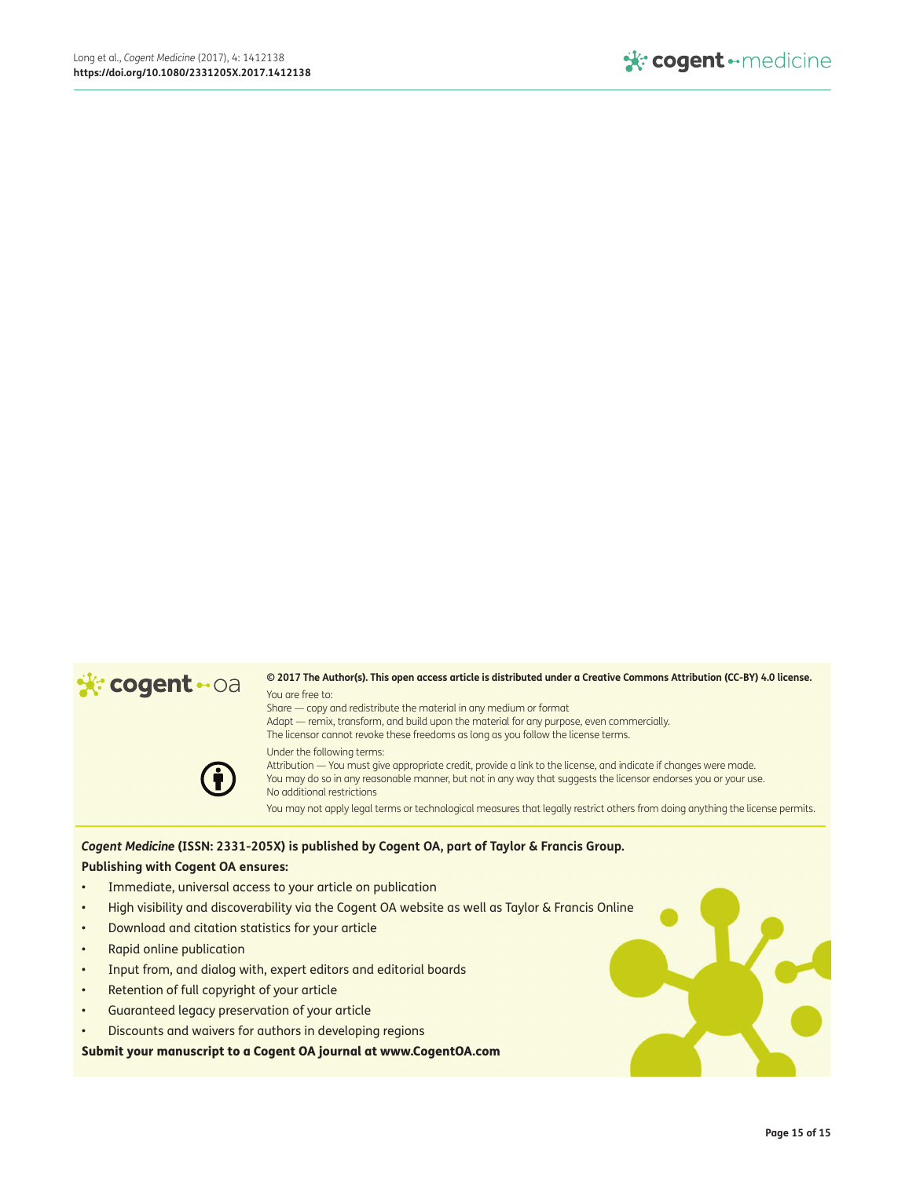cogent • oa

**© 2017 The Author(s). This open access article is distributed under a Creative Commons Attribution (CC-BY) 4.0 license.**

You are free to:

Share — copy and redistribute the material in any medium or format

Adapt — remix, transform, and build upon the material for any purpose, even commercially.

The licensor cannot revoke these freedoms as long as you follow the license terms.

Under the following terms:

Attribution — You must give appropriate credit, provide a link to the license, and indicate if changes were made.

You may do so in any reasonable manner, but not in any way that suggests the licensor endorses you or your use.

No additional restrictions

You may not apply legal terms or technological measures that legally restrict others from doing anything the license permits.

***Cogent Medicine* (ISSN: 2331-205X) is published by Cogent OA, part of Taylor & Francis Group.**

**Publishing with Cogent OA ensures:**

- Immediate, universal access to your article on publication
- High visibility and discoverability via the Cogent OA website as well as Taylor & Francis Online
- Download and citation statistics for your article
- Rapid online publication
- Input from, and dialog with, expert editors and editorial boards
- Retention of full copyright of your article
- Guaranteed legacy preservation of your article
- Discounts and waivers for authors in developing regions

**Submit your manuscript to a Cogent OA journal at www.CogentOA.com**